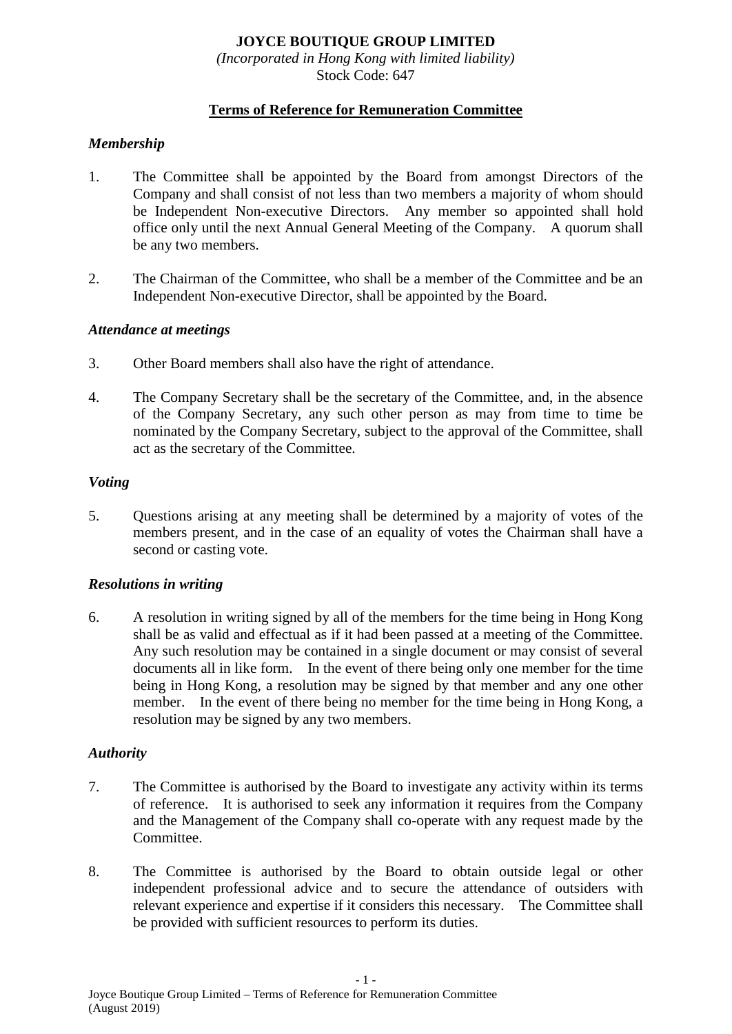**JOYCE BOUTIQUE GROUP LIMITED**

*(Incorporated in Hong Kong with limited liability)*

Stock Code: 647

## Terms of Reference for Remuneration Committee

### *Membership*

1. The Committee shall be appointed by the Board from amongst Directors of the Company and shall consist of not less than two members a majority of whom should be Independent Non-executive Directors. Any member so appointed shall hold office only until the next Annual General Meeting of the Company. A quorum shall be any two members.

2. The Chairman of the Committee, who shall be a member of the Committee and be an Independent Non-executive Director, shall be appointed by the Board.

### *Attendance at meetings*

3. Other Board members shall also have the right of attendance.

4. The Company Secretary shall be the secretary of the Committee, and, in the absence of the Company Secretary, any such other person as may from time to time be nominated by the Company Secretary, subject to the approval of the Committee, shall act as the secretary of the Committee.

### *Voting*

5. Questions arising at any meeting shall be determined by a majority of votes of the members present, and in the case of an equality of votes the Chairman shall have a second or casting vote.

### *Resolutions in writing*

6. A resolution in writing signed by all of the members for the time being in Hong Kong shall be as valid and effectual as if it had been passed at a meeting of the Committee. Any such resolution may be contained in a single document or may consist of several documents all in like form. In the event of there being only one member for the time being in Hong Kong, a resolution may be signed by that member and any one other member. In the event of there being no member for the time being in Hong Kong, a resolution may be signed by any two members.

### *Authority*

7. The Committee is authorised by the Board to investigate any activity within its terms of reference. It is authorised to seek any information it requires from the Company and the Management of the Company shall co-operate with any request made by the Committee.

8. The Committee is authorised by the Board to obtain outside legal or other independent professional advice and to secure the attendance of outsiders with relevant experience and expertise if it considers this necessary. The Committee shall be provided with sufficient resources to perform its duties.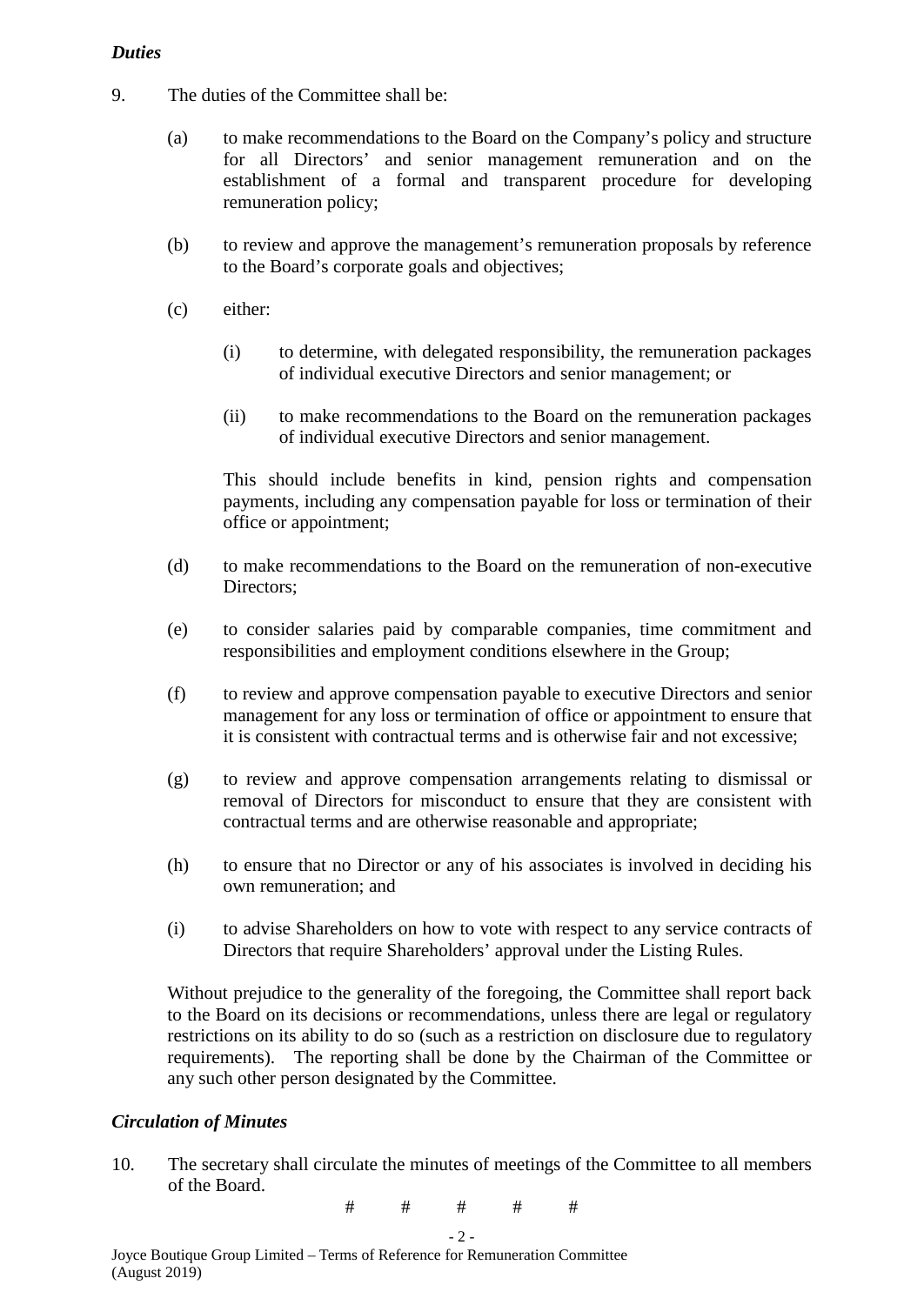***Duties***

9. The duties of the Committee shall be:

   (a) to make recommendations to the Board on the Company's policy and structure for all Directors' and senior management remuneration and on the establishment of a formal and transparent procedure for developing remuneration policy;

   (b) to review and approve the management's remuneration proposals by reference to the Board's corporate goals and objectives;

   (c) either:

      (i) to determine, with delegated responsibility, the remuneration packages of individual executive Directors and senior management; or

      (ii) to make recommendations to the Board on the remuneration packages of individual executive Directors and senior management.

   This should include benefits in kind, pension rights and compensation payments, including any compensation payable for loss or termination of their office or appointment;

   (d) to make recommendations to the Board on the remuneration of non-executive Directors;

   (e) to consider salaries paid by comparable companies, time commitment and responsibilities and employment conditions elsewhere in the Group;

   (f) to review and approve compensation payable to executive Directors and senior management for any loss or termination of office or appointment to ensure that it is consistent with contractual terms and is otherwise fair and not excessive;

   (g) to review and approve compensation arrangements relating to dismissal or removal of Directors for misconduct to ensure that they are consistent with contractual terms and are otherwise reasonable and appropriate;

   (h) to ensure that no Director or any of his associates is involved in deciding his own remuneration; and

   (i) to advise Shareholders on how to vote with respect to any service contracts of Directors that require Shareholders' approval under the Listing Rules.

Without prejudice to the generality of the foregoing, the Committee shall report back to the Board on its decisions or recommendations, unless there are legal or regulatory restrictions on its ability to do so (such as a restriction on disclosure due to regulatory requirements). The reporting shall be done by the Chairman of the Committee or any such other person designated by the Committee.

***Circulation of Minutes***

10. The secretary shall circulate the minutes of meetings of the Committee to all members of the Board.

# # # # #